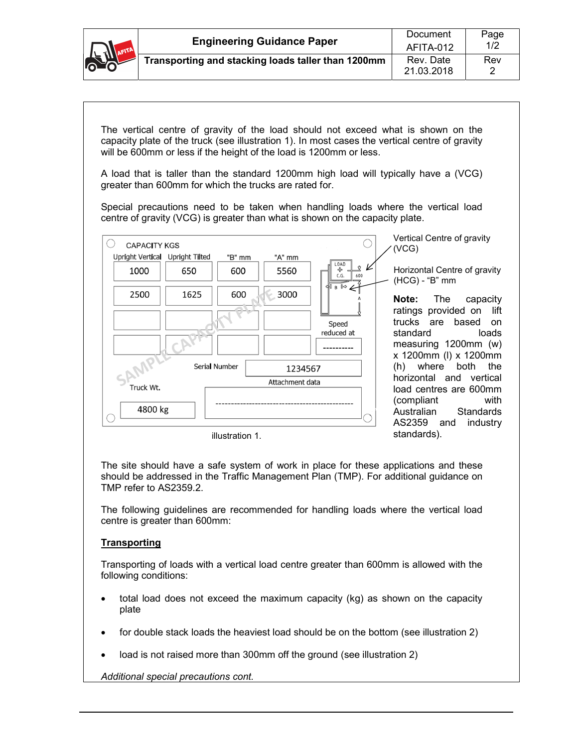| | Engineering Guidance Paper | Document AFITA-012 | Page 1/2 |
|---|---|---|---|
| | Transporting and stacking loads taller than 1200mm | Rev. Date 21.03.2018 | Rev 2 |

The vertical centre of gravity of the load should not exceed what is shown on the capacity plate of the truck (see illustration 1). In most cases the vertical centre of gravity will be 600mm or less if the height of the load is 1200mm or less.

A load that is taller than the standard 1200mm high load will typically have a (VCG) greater than 600mm for which the trucks are rated for.

Special precautions need to be taken when handling loads where the vertical load centre of gravity (VCG) is greater than what is shown on the capacity plate.

CAPACITY KGS

| Upright Vertical | Upright Tilted | "B" mm | "A" mm |
|---|---|---|---|
| 1000 | 650 | 600 | 5560 |
| 2500 | 1625 | 600 | 3000 |
| | | | |
| | | | |

Speed reduced at: ----------

Serial Number: 1234567

Attachment data: ----------------------------------------------

Truck Wt.: 4800 kg

SAMPLE CAPACITY PLATE

illustration 1.

Vertical Centre of gravity (VCG)

Horizontal Centre of gravity (HCG) - "B" mm

**Note:** The capacity ratings provided on lift trucks are based on standard loads measuring 1200mm (w) x 1200mm (l) x 1200mm (h) where both the horizontal and vertical load centres are 600mm (compliant with Australian Standards AS2359 and industry standards).

The site should have a safe system of work in place for these applications and these should be addressed in the Traffic Management Plan (TMP). For additional guidance on TMP refer to AS2359.2.

The following guidelines are recommended for handling loads where the vertical load centre is greater than 600mm:

## Transporting

Transporting of loads with a vertical load centre greater than 600mm is allowed with the following conditions:

- total load does not exceed the maximum capacity (kg) as shown on the capacity plate
- for double stack loads the heaviest load should be on the bottom (see illustration 2)
- load is not raised more than 300mm off the ground (see illustration 2)

*Additional special precautions cont.*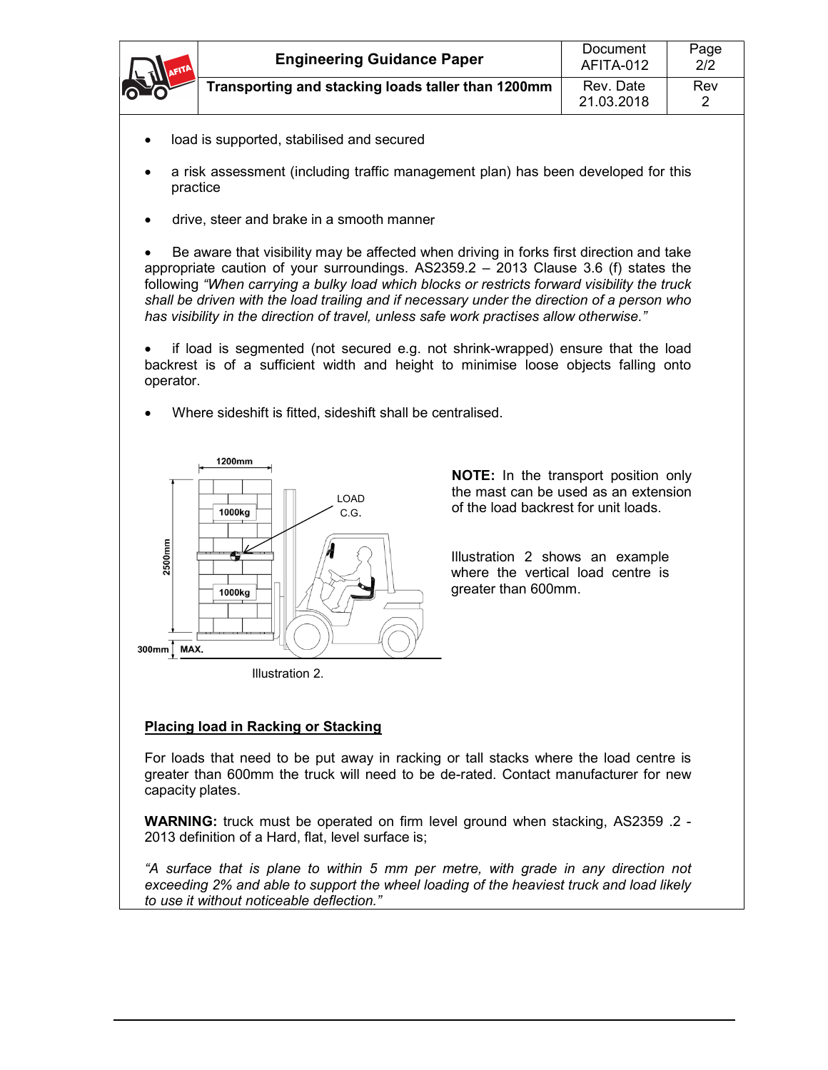- load is supported, stabilised and secured
- a risk assessment (including traffic management plan) has been developed for this practice
- drive, steer and brake in a smooth manner
- Be aware that visibility may be affected when driving in forks first direction and take appropriate caution of your surroundings. AS2359.2 – 2013 Clause 3.6 (f) states the following *"When carrying a bulky load which blocks or restricts forward visibility the truck shall be driven with the load trailing and if necessary under the direction of a person who has visibility in the direction of travel, unless safe work practises allow otherwise."*
- if load is segmented (not secured e.g. not shrink-wrapped) ensure that the load backrest is of a sufficient width and height to minimise loose objects falling onto operator.
- Where sideshift is fitted, sideshift shall be centralised.

1200mm
1000kg
LOAD C.G.
2500mm
1000kg
300mm MAX.

Illustration 2.

**NOTE:** In the transport position only the mast can be used as an extension of the load backrest for unit loads.

Illustration 2 shows an example where the vertical load centre is greater than 600mm.

**Placing load in Racking or Stacking**

For loads that need to be put away in racking or tall stacks where the load centre is greater than 600mm the truck will need to be de-rated. Contact manufacturer for new capacity plates.

**WARNING:** truck must be operated on firm level ground when stacking, AS2359 .2 - 2013 definition of a Hard, flat, level surface is;

*"A surface that is plane to within 5 mm per metre, with grade in any direction not exceeding 2% and able to support the wheel loading of the heaviest truck and load likely to use it without noticeable deflection."*